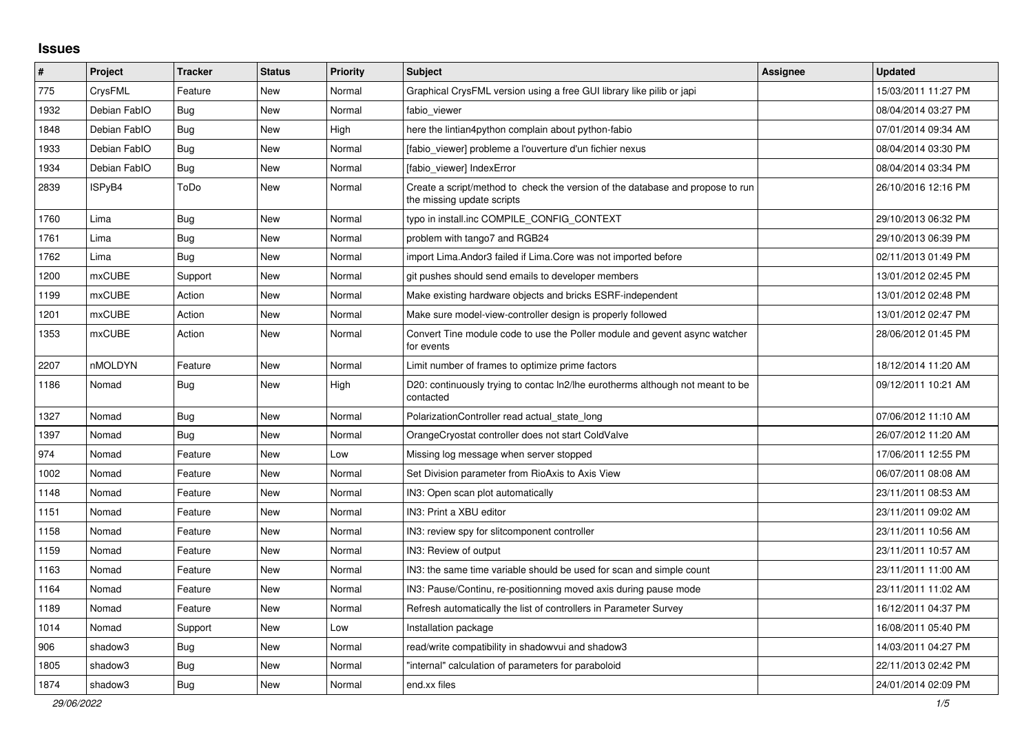# Issues

| # | Project | Tracker | Status | Priority | Subject | Assignee | Updated |
|---|---|---|---|---|---|---|---|
| 775 | CrysFML | Feature | New | Normal | Graphical CrysFML version using a free GUI library like pilib or japi | | 15/03/2011 11:27 PM |
| 1932 | Debian FabIO | Bug | New | Normal | fabio_viewer | | 08/04/2014 03:27 PM |
| 1848 | Debian FabIO | Bug | New | High | here the lintian4python complain about python-fabio | | 07/01/2014 09:34 AM |
| 1933 | Debian FabIO | Bug | New | Normal | [fabio_viewer] probleme a l'ouverture d'un fichier nexus | | 08/04/2014 03:30 PM |
| 1934 | Debian FabIO | Bug | New | Normal | [fabio_viewer] IndexError | | 08/04/2014 03:34 PM |
| 2839 | ISPyB4 | ToDo | New | Normal | Create a script/method to check the version of the database and propose to run the missing update scripts | | 26/10/2016 12:16 PM |
| 1760 | Lima | Bug | New | Normal | typo in install.inc COMPILE_CONFIG_CONTEXT | | 29/10/2013 06:32 PM |
| 1761 | Lima | Bug | New | Normal | problem with tango7 and RGB24 | | 29/10/2013 06:39 PM |
| 1762 | Lima | Bug | New | Normal | import Lima.Andor3 failed if Lima.Core was not imported before | | 02/11/2013 01:49 PM |
| 1200 | mxCUBE | Support | New | Normal | git pushes should send emails to developer members | | 13/01/2012 02:45 PM |
| 1199 | mxCUBE | Action | New | Normal | Make existing hardware objects and bricks ESRF-independent | | 13/01/2012 02:48 PM |
| 1201 | mxCUBE | Action | New | Normal | Make sure model-view-controller design is properly followed | | 13/01/2012 02:47 PM |
| 1353 | mxCUBE | Action | New | Normal | Convert Tine module code to use the Poller module and gevent async watcher for events | | 28/06/2012 01:45 PM |
| 2207 | nMOLDYN | Feature | New | Normal | Limit number of frames to optimize prime factors | | 18/12/2014 11:20 AM |
| 1186 | Nomad | Bug | New | High | D20: continuously trying to contac ln2/lhe eurotherms although not meant to be contacted | | 09/12/2011 10:21 AM |
| 1327 | Nomad | Bug | New | Normal | PolarizationController read actual_state_long | | 07/06/2012 11:10 AM |
| 1397 | Nomad | Bug | New | Normal | OrangeCryostat controller does not start ColdValve | | 26/07/2012 11:20 AM |
| 974 | Nomad | Feature | New | Low | Missing log message when server stopped | | 17/06/2011 12:55 PM |
| 1002 | Nomad | Feature | New | Normal | Set Division parameter from RioAxis to Axis View | | 06/07/2011 08:08 AM |
| 1148 | Nomad | Feature | New | Normal | IN3: Open scan plot automatically | | 23/11/2011 08:53 AM |
| 1151 | Nomad | Feature | New | Normal | IN3: Print a XBU editor | | 23/11/2011 09:02 AM |
| 1158 | Nomad | Feature | New | Normal | IN3: review spy for slitcomponent controller | | 23/11/2011 10:56 AM |
| 1159 | Nomad | Feature | New | Normal | IN3: Review of output | | 23/11/2011 10:57 AM |
| 1163 | Nomad | Feature | New | Normal | IN3: the same time variable should be used for scan and simple count | | 23/11/2011 11:00 AM |
| 1164 | Nomad | Feature | New | Normal | IN3: Pause/Continu, re-positionning moved axis during pause mode | | 23/11/2011 11:02 AM |
| 1189 | Nomad | Feature | New | Normal | Refresh automatically the list of controllers in Parameter Survey | | 16/12/2011 04:37 PM |
| 1014 | Nomad | Support | New | Low | Installation package | | 16/08/2011 05:40 PM |
| 906 | shadow3 | Bug | New | Normal | read/write compatibility in shadowvui and shadow3 | | 14/03/2011 04:27 PM |
| 1805 | shadow3 | Bug | New | Normal | "internal" calculation of parameters for paraboloid | | 22/11/2013 02:42 PM |
| 1874 | shadow3 | Bug | New | Normal | end.xx files | | 24/01/2014 02:09 PM |

*29/06/2022*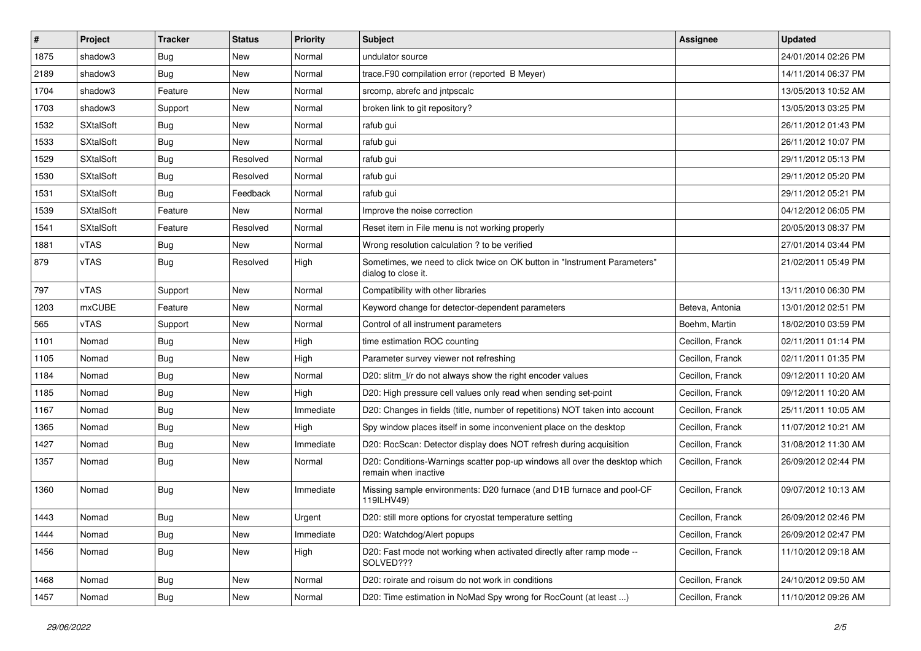| # | Project | Tracker | Status | Priority | Subject | Assignee | Updated |
| --- | --- | --- | --- | --- | --- | --- | --- |
| 1875 | shadow3 | Bug | New | Normal | undulator source | | 24/01/2014 02:26 PM |
| 2189 | shadow3 | Bug | New | Normal | trace.F90 compilation error (reported B Meyer) | | 14/11/2014 06:37 PM |
| 1704 | shadow3 | Feature | New | Normal | srcomp, abrefc and jntpscalc | | 13/05/2013 10:52 AM |
| 1703 | shadow3 | Support | New | Normal | broken link to git repository? | | 13/05/2013 03:25 PM |
| 1532 | SXtalSoft | Bug | New | Normal | rafub gui | | 26/11/2012 01:43 PM |
| 1533 | SXtalSoft | Bug | New | Normal | rafub gui | | 26/11/2012 10:07 PM |
| 1529 | SXtalSoft | Bug | Resolved | Normal | rafub gui | | 29/11/2012 05:13 PM |
| 1530 | SXtalSoft | Bug | Resolved | Normal | rafub gui | | 29/11/2012 05:20 PM |
| 1531 | SXtalSoft | Bug | Feedback | Normal | rafub gui | | 29/11/2012 05:21 PM |
| 1539 | SXtalSoft | Feature | New | Normal | Improve the noise correction | | 04/12/2012 06:05 PM |
| 1541 | SXtalSoft | Feature | Resolved | Normal | Reset item in File menu is not working properly | | 20/05/2013 08:37 PM |
| 1881 | vTAS | Bug | New | Normal | Wrong resolution calculation ? to be verified | | 27/01/2014 03:44 PM |
| 879 | vTAS | Bug | Resolved | High | Sometimes, we need to click twice on OK button in "Instrument Parameters" dialog to close it. | | 21/02/2011 05:49 PM |
| 797 | vTAS | Support | New | Normal | Compatibility with other libraries | | 13/11/2010 06:30 PM |
| 1203 | mxCUBE | Feature | New | Normal | Keyword change for detector-dependent parameters | Beteva, Antonia | 13/01/2012 02:51 PM |
| 565 | vTAS | Support | New | Normal | Control of all instrument parameters | Boehm, Martin | 18/02/2010 03:59 PM |
| 1101 | Nomad | Bug | New | High | time estimation ROC counting | Cecillon, Franck | 02/11/2011 01:14 PM |
| 1105 | Nomad | Bug | New | High | Parameter survey viewer not refreshing | Cecillon, Franck | 02/11/2011 01:35 PM |
| 1184 | Nomad | Bug | New | Normal | D20: slitm_l/r do not always show the right encoder values | Cecillon, Franck | 09/12/2011 10:20 AM |
| 1185 | Nomad | Bug | New | High | D20: High pressure cell values only read when sending set-point | Cecillon, Franck | 09/12/2011 10:20 AM |
| 1167 | Nomad | Bug | New | Immediate | D20: Changes in fields (title, number of repetitions) NOT taken into account | Cecillon, Franck | 25/11/2011 10:05 AM |
| 1365 | Nomad | Bug | New | High | Spy window places itself in some inconvenient place on the desktop | Cecillon, Franck | 11/07/2012 10:21 AM |
| 1427 | Nomad | Bug | New | Immediate | D20: RocScan: Detector display does NOT refresh during acquisition | Cecillon, Franck | 31/08/2012 11:30 AM |
| 1357 | Nomad | Bug | New | Normal | D20: Conditions-Warnings scatter pop-up windows all over the desktop which remain when inactive | Cecillon, Franck | 26/09/2012 02:44 PM |
| 1360 | Nomad | Bug | New | Immediate | Missing sample environments: D20 furnace (and D1B furnace and pool-CF 119ILHV49) | Cecillon, Franck | 09/07/2012 10:13 AM |
| 1443 | Nomad | Bug | New | Urgent | D20: still more options for cryostat temperature setting | Cecillon, Franck | 26/09/2012 02:46 PM |
| 1444 | Nomad | Bug | New | Immediate | D20: Watchdog/Alert popups | Cecillon, Franck | 26/09/2012 02:47 PM |
| 1456 | Nomad | Bug | New | High | D20: Fast mode not working when activated directly after ramp mode -- SOLVED??? | Cecillon, Franck | 11/10/2012 09:18 AM |
| 1468 | Nomad | Bug | New | Normal | D20: roirate and roisum do not work in conditions | Cecillon, Franck | 24/10/2012 09:50 AM |
| 1457 | Nomad | Bug | New | Normal | D20: Time estimation in NoMad Spy wrong for RocCount (at least ...) | Cecillon, Franck | 11/10/2012 09:26 AM |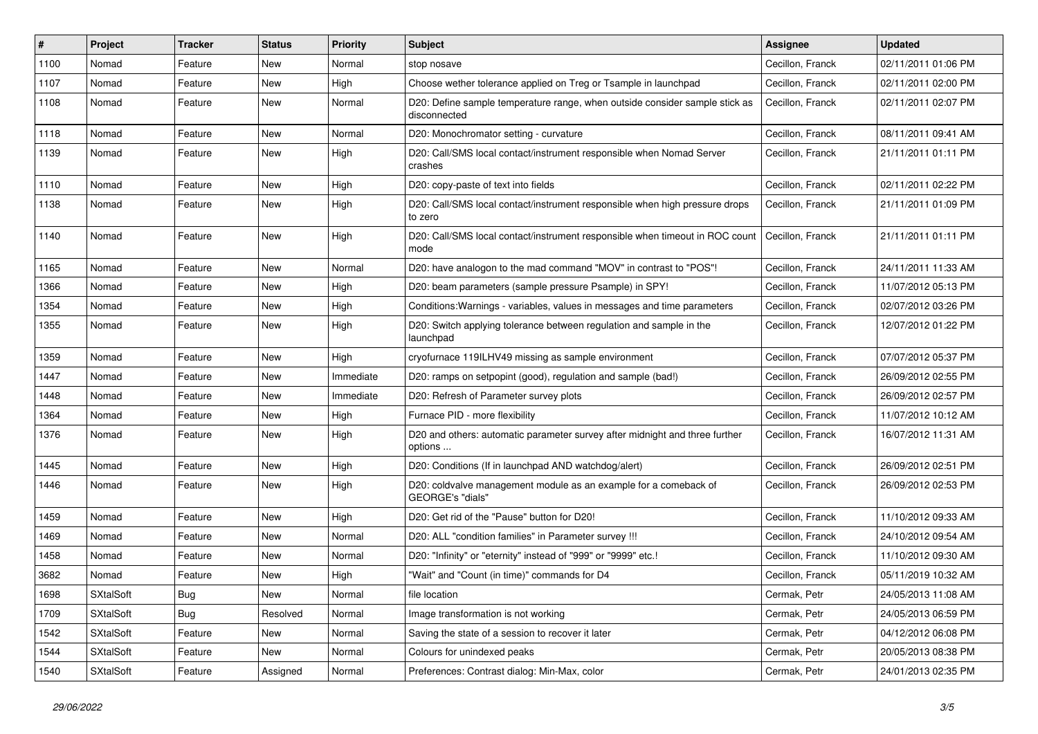| # | Project | Tracker | Status | Priority | Subject | Assignee | Updated |
|---|---|---|---|---|---|---|---|
| 1100 | Nomad | Feature | New | Normal | stop nosave | Cecillon, Franck | 02/11/2011 01:06 PM |
| 1107 | Nomad | Feature | New | High | Choose wether tolerance applied on Treg or Tsample in launchpad | Cecillon, Franck | 02/11/2011 02:00 PM |
| 1108 | Nomad | Feature | New | Normal | D20: Define sample temperature range, when outside consider sample stick as disconnected | Cecillon, Franck | 02/11/2011 02:07 PM |
| 1118 | Nomad | Feature | New | Normal | D20: Monochromator setting - curvature | Cecillon, Franck | 08/11/2011 09:41 AM |
| 1139 | Nomad | Feature | New | High | D20: Call/SMS local contact/instrument responsible when Nomad Server crashes | Cecillon, Franck | 21/11/2011 01:11 PM |
| 1110 | Nomad | Feature | New | High | D20: copy-paste of text into fields | Cecillon, Franck | 02/11/2011 02:22 PM |
| 1138 | Nomad | Feature | New | High | D20: Call/SMS local contact/instrument responsible when high pressure drops to zero | Cecillon, Franck | 21/11/2011 01:09 PM |
| 1140 | Nomad | Feature | New | High | D20: Call/SMS local contact/instrument responsible when timeout in ROC count mode | Cecillon, Franck | 21/11/2011 01:11 PM |
| 1165 | Nomad | Feature | New | Normal | D20: have analogon to the mad command "MOV" in contrast to "POS"! | Cecillon, Franck | 24/11/2011 11:33 AM |
| 1366 | Nomad | Feature | New | High | D20: beam parameters (sample pressure Psample) in SPY! | Cecillon, Franck | 11/07/2012 05:13 PM |
| 1354 | Nomad | Feature | New | High | Conditions:Warnings - variables, values in messages and time parameters | Cecillon, Franck | 02/07/2012 03:26 PM |
| 1355 | Nomad | Feature | New | High | D20: Switch applying tolerance between regulation and sample in the launchpad | Cecillon, Franck | 12/07/2012 01:22 PM |
| 1359 | Nomad | Feature | New | High | cryofurnace 119ILHV49 missing as sample environment | Cecillon, Franck | 07/07/2012 05:37 PM |
| 1447 | Nomad | Feature | New | Immediate | D20: ramps on setpopint (good), regulation and sample (bad!) | Cecillon, Franck | 26/09/2012 02:55 PM |
| 1448 | Nomad | Feature | New | Immediate | D20: Refresh of Parameter survey plots | Cecillon, Franck | 26/09/2012 02:57 PM |
| 1364 | Nomad | Feature | New | High | Furnace PID - more flexibility | Cecillon, Franck | 11/07/2012 10:12 AM |
| 1376 | Nomad | Feature | New | High | D20 and others: automatic parameter survey after midnight and three further options ... | Cecillon, Franck | 16/07/2012 11:31 AM |
| 1445 | Nomad | Feature | New | High | D20: Conditions (If in launchpad AND watchdog/alert) | Cecillon, Franck | 26/09/2012 02:51 PM |
| 1446 | Nomad | Feature | New | High | D20: coldvalve management module as an example for a comeback of GEORGE's "dials" | Cecillon, Franck | 26/09/2012 02:53 PM |
| 1459 | Nomad | Feature | New | High | D20: Get rid of the "Pause" button for D20! | Cecillon, Franck | 11/10/2012 09:33 AM |
| 1469 | Nomad | Feature | New | Normal | D20: ALL "condition families" in Parameter survey !!! | Cecillon, Franck | 24/10/2012 09:54 AM |
| 1458 | Nomad | Feature | New | Normal | D20: "Infinity" or "eternity" instead of "999" or "9999" etc.! | Cecillon, Franck | 11/10/2012 09:30 AM |
| 3682 | Nomad | Feature | New | High | "Wait" and "Count (in time)" commands for D4 | Cecillon, Franck | 05/11/2019 10:32 AM |
| 1698 | SXtalSoft | Bug | New | Normal | file location | Cermak, Petr | 24/05/2013 11:08 AM |
| 1709 | SXtalSoft | Bug | Resolved | Normal | Image transformation is not working | Cermak, Petr | 24/05/2013 06:59 PM |
| 1542 | SXtalSoft | Feature | New | Normal | Saving the state of a session to recover it later | Cermak, Petr | 04/12/2012 06:08 PM |
| 1544 | SXtalSoft | Feature | New | Normal | Colours for unindexed peaks | Cermak, Petr | 20/05/2013 08:38 PM |
| 1540 | SXtalSoft | Feature | Assigned | Normal | Preferences: Contrast dialog: Min-Max, color | Cermak, Petr | 24/01/2013 02:35 PM |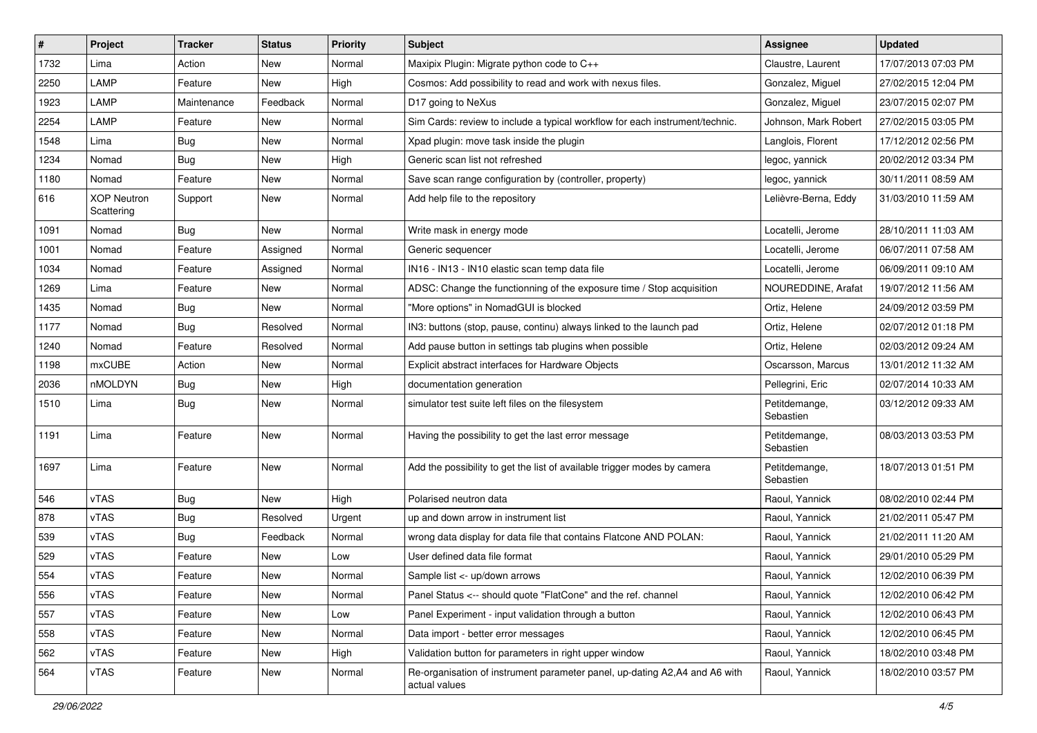| # | Project | Tracker | Status | Priority | Subject | Assignee | Updated |
|---|---|---|---|---|---|---|---|
| 1732 | Lima | Action | New | Normal | Maxipix Plugin: Migrate python code to C++ | Claustre, Laurent | 17/07/2013 07:03 PM |
| 2250 | LAMP | Feature | New | High | Cosmos: Add possibility to read and work with nexus files. | Gonzalez, Miguel | 27/02/2015 12:04 PM |
| 1923 | LAMP | Maintenance | Feedback | Normal | D17 going to NeXus | Gonzalez, Miguel | 23/07/2015 02:07 PM |
| 2254 | LAMP | Feature | New | Normal | Sim Cards: review to include a typical workflow for each instrument/technic. | Johnson, Mark Robert | 27/02/2015 03:05 PM |
| 1548 | Lima | Bug | New | Normal | Xpad plugin: move task inside the plugin | Langlois, Florent | 17/12/2012 02:56 PM |
| 1234 | Nomad | Bug | New | High | Generic scan list not refreshed | legoc, yannick | 20/02/2012 03:34 PM |
| 1180 | Nomad | Feature | New | Normal | Save scan range configuration by (controller, property) | legoc, yannick | 30/11/2011 08:59 AM |
| 616 | XOP Neutron Scattering | Support | New | Normal | Add help file to the repository | Lelièvre-Berna, Eddy | 31/03/2010 11:59 AM |
| 1091 | Nomad | Bug | New | Normal | Write mask in energy mode | Locatelli, Jerome | 28/10/2011 11:03 AM |
| 1001 | Nomad | Feature | Assigned | Normal | Generic sequencer | Locatelli, Jerome | 06/07/2011 07:58 AM |
| 1034 | Nomad | Feature | Assigned | Normal | IN16 - IN13 - IN10 elastic scan temp data file | Locatelli, Jerome | 06/09/2011 09:10 AM |
| 1269 | Lima | Feature | New | Normal | ADSC: Change the functionning of the exposure time / Stop acquisition | NOUREDDINE, Arafat | 19/07/2012 11:56 AM |
| 1435 | Nomad | Bug | New | Normal | "More options" in NomadGUI is blocked | Ortiz, Helene | 24/09/2012 03:59 PM |
| 1177 | Nomad | Bug | Resolved | Normal | IN3: buttons (stop, pause, continu) always linked to the launch pad | Ortiz, Helene | 02/07/2012 01:18 PM |
| 1240 | Nomad | Feature | Resolved | Normal | Add pause button in settings tab plugins when possible | Ortiz, Helene | 02/03/2012 09:24 AM |
| 1198 | mxCUBE | Action | New | Normal | Explicit abstract interfaces for Hardware Objects | Oscarsson, Marcus | 13/01/2012 11:32 AM |
| 2036 | nMOLDYN | Bug | New | High | documentation generation | Pellegrini, Eric | 02/07/2014 10:33 AM |
| 1510 | Lima | Bug | New | Normal | simulator test suite left files on the filesystem | Petitdemange, Sebastien | 03/12/2012 09:33 AM |
| 1191 | Lima | Feature | New | Normal | Having the possibility to get the last error message | Petitdemange, Sebastien | 08/03/2013 03:53 PM |
| 1697 | Lima | Feature | New | Normal | Add the possibility to get the list of available trigger modes by camera | Petitdemange, Sebastien | 18/07/2013 01:51 PM |
| 546 | vTAS | Bug | New | High | Polarised neutron data | Raoul, Yannick | 08/02/2010 02:44 PM |
| 878 | vTAS | Bug | Resolved | Urgent | up and down arrow in instrument list | Raoul, Yannick | 21/02/2011 05:47 PM |
| 539 | vTAS | Bug | Feedback | Normal | wrong data display for data file that contains Flatcone AND POLAN: | Raoul, Yannick | 21/02/2011 11:20 AM |
| 529 | vTAS | Feature | New | Low | User defined data file format | Raoul, Yannick | 29/01/2010 05:29 PM |
| 554 | vTAS | Feature | New | Normal | Sample list <- up/down arrows | Raoul, Yannick | 12/02/2010 06:39 PM |
| 556 | vTAS | Feature | New | Normal | Panel Status <-- should quote "FlatCone" and the ref. channel | Raoul, Yannick | 12/02/2010 06:42 PM |
| 557 | vTAS | Feature | New | Low | Panel Experiment - input validation through a button | Raoul, Yannick | 12/02/2010 06:43 PM |
| 558 | vTAS | Feature | New | Normal | Data import - better error messages | Raoul, Yannick | 12/02/2010 06:45 PM |
| 562 | vTAS | Feature | New | High | Validation button for parameters in right upper window | Raoul, Yannick | 18/02/2010 03:48 PM |
| 564 | vTAS | Feature | New | Normal | Re-organisation of instrument parameter panel, up-dating A2,A4 and A6 with actual values | Raoul, Yannick | 18/02/2010 03:57 PM |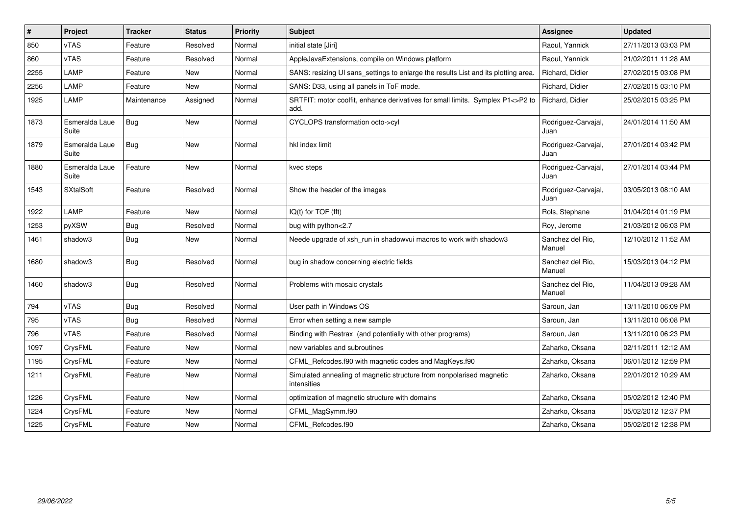| # | Project | Tracker | Status | Priority | Subject | Assignee | Updated |
|---|---|---|---|---|---|---|---|
| 850 | vTAS | Feature | Resolved | Normal | initial state [Jiri] | Raoul, Yannick | 27/11/2013 03:03 PM |
| 860 | vTAS | Feature | Resolved | Normal | AppleJavaExtensions, compile on Windows platform | Raoul, Yannick | 21/02/2011 11:28 AM |
| 2255 | LAMP | Feature | New | Normal | SANS: resizing UI sans_settings to enlarge the results List and its plotting area. | Richard, Didier | 27/02/2015 03:08 PM |
| 2256 | LAMP | Feature | New | Normal | SANS: D33, using all panels in ToF mode. | Richard, Didier | 27/02/2015 03:10 PM |
| 1925 | LAMP | Maintenance | Assigned | Normal | SRTFIT: motor coolfit, enhance derivatives for small limits. Symplex P1<>P2 to add. | Richard, Didier | 25/02/2015 03:25 PM |
| 1873 | Esmeralda Laue Suite | Bug | New | Normal | CYCLOPS transformation octo->cyl | Rodriguez-Carvajal, Juan | 24/01/2014 11:50 AM |
| 1879 | Esmeralda Laue Suite | Bug | New | Normal | hkl index limit | Rodriguez-Carvajal, Juan | 27/01/2014 03:42 PM |
| 1880 | Esmeralda Laue Suite | Feature | New | Normal | kvec steps | Rodriguez-Carvajal, Juan | 27/01/2014 03:44 PM |
| 1543 | SXtalSoft | Feature | Resolved | Normal | Show the header of the images | Rodriguez-Carvajal, Juan | 03/05/2013 08:10 AM |
| 1922 | LAMP | Feature | New | Normal | IQ(t) for TOF (fft) | Rols, Stephane | 01/04/2014 01:19 PM |
| 1253 | pyXSW | Bug | Resolved | Normal | bug with python<2.7 | Roy, Jerome | 21/03/2012 06:03 PM |
| 1461 | shadow3 | Bug | New | Normal | Neede upgrade of xsh_run in shadowvui macros to work with shadow3 | Sanchez del Rio, Manuel | 12/10/2012 11:52 AM |
| 1680 | shadow3 | Bug | Resolved | Normal | bug in shadow concerning electric fields | Sanchez del Rio, Manuel | 15/03/2013 04:12 PM |
| 1460 | shadow3 | Bug | Resolved | Normal | Problems with mosaic crystals | Sanchez del Rio, Manuel | 11/04/2013 09:28 AM |
| 794 | vTAS | Bug | Resolved | Normal | User path in Windows OS | Saroun, Jan | 13/11/2010 06:09 PM |
| 795 | vTAS | Bug | Resolved | Normal | Error when setting a new sample | Saroun, Jan | 13/11/2010 06:08 PM |
| 796 | vTAS | Feature | Resolved | Normal | Binding with Restrax (and potentially with other programs) | Saroun, Jan | 13/11/2010 06:23 PM |
| 1097 | CrysFML | Feature | New | Normal | new variables and subroutines | Zaharko, Oksana | 02/11/2011 12:12 AM |
| 1195 | CrysFML | Feature | New | Normal | CFML_Refcodes.f90 with magnetic codes and MagKeys.f90 | Zaharko, Oksana | 06/01/2012 12:59 PM |
| 1211 | CrysFML | Feature | New | Normal | Simulated annealing of magnetic structure from nonpolarised magnetic intensities | Zaharko, Oksana | 22/01/2012 10:29 AM |
| 1226 | CrysFML | Feature | New | Normal | optimization of magnetic structure with domains | Zaharko, Oksana | 05/02/2012 12:40 PM |
| 1224 | CrysFML | Feature | New | Normal | CFML_MagSymm.f90 | Zaharko, Oksana | 05/02/2012 12:37 PM |
| 1225 | CrysFML | Feature | New | Normal | CFML_Refcodes.f90 | Zaharko, Oksana | 05/02/2012 12:38 PM |